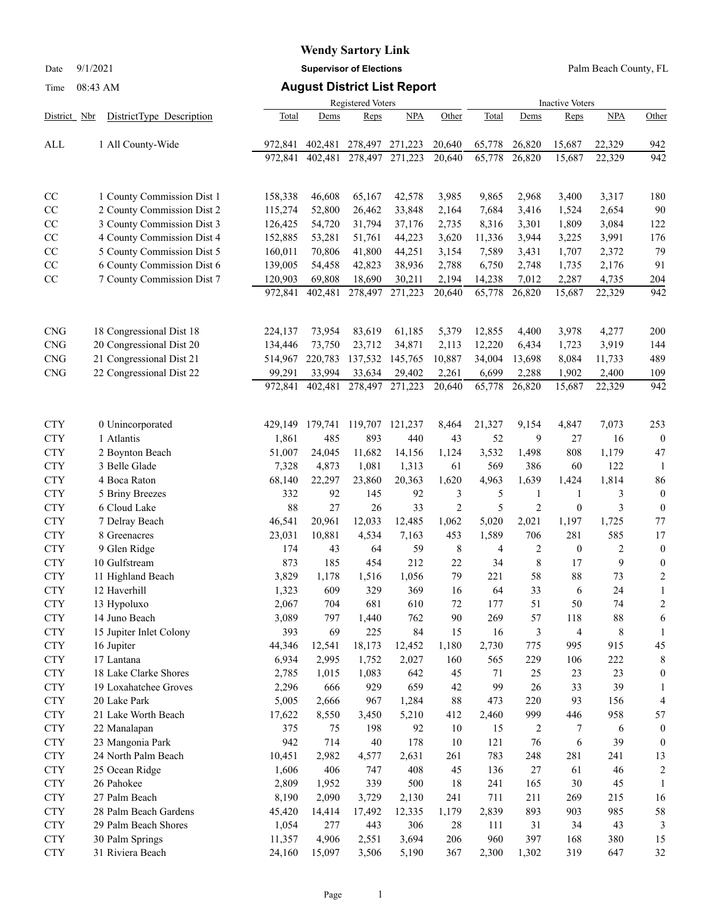# Wendy Sartory Link

**Supervisor of Elections**

Palm Beach County, FL

Date 9/1/2021

Time 08:43 AM

## August District List Report

| District | Nbr | DistrictType Description | Registered Voters Total | Dems | Reps | NPA | Other | Inactive Voters Total | Dems | Reps | NPA | Other |
|---|---|---|---|---|---|---|---|---|---|---|---|---|
| ALL | 1 | All County-Wide | 972,841 | 402,481 | 278,497 | 271,223 | 20,640 | 65,778 | 26,820 | 15,687 | 22,329 | 942 |
| | | | 972,841 | 402,481 | 278,497 | 271,223 | 20,640 | 65,778 | 26,820 | 15,687 | 22,329 | 942 |
| CC | 1 | County Commission Dist 1 | 158,338 | 46,608 | 65,167 | 42,578 | 3,985 | 9,865 | 2,968 | 3,400 | 3,317 | 180 |
| CC | 2 | County Commission Dist 2 | 115,274 | 52,800 | 26,462 | 33,848 | 2,164 | 7,684 | 3,416 | 1,524 | 2,654 | 90 |
| CC | 3 | County Commission Dist 3 | 126,425 | 54,720 | 31,794 | 37,176 | 2,735 | 8,316 | 3,301 | 1,809 | 3,084 | 122 |
| CC | 4 | County Commission Dist 4 | 152,885 | 53,281 | 51,761 | 44,223 | 3,620 | 11,336 | 3,944 | 3,225 | 3,991 | 176 |
| CC | 5 | County Commission Dist 5 | 160,011 | 70,806 | 41,800 | 44,251 | 3,154 | 7,589 | 3,431 | 1,707 | 2,372 | 79 |
| CC | 6 | County Commission Dist 6 | 139,005 | 54,458 | 42,823 | 38,936 | 2,788 | 6,750 | 2,748 | 1,735 | 2,176 | 91 |
| CC | 7 | County Commission Dist 7 | 120,903 | 69,808 | 18,690 | 30,211 | 2,194 | 14,238 | 7,012 | 2,287 | 4,735 | 204 |
| | | | 972,841 | 402,481 | 278,497 | 271,223 | 20,640 | 65,778 | 26,820 | 15,687 | 22,329 | 942 |
| CNG | 18 | Congressional Dist 18 | 224,137 | 73,954 | 83,619 | 61,185 | 5,379 | 12,855 | 4,400 | 3,978 | 4,277 | 200 |
| CNG | 20 | Congressional Dist 20 | 134,446 | 73,750 | 23,712 | 34,871 | 2,113 | 12,220 | 6,434 | 1,723 | 3,919 | 144 |
| CNG | 21 | Congressional Dist 21 | 514,967 | 220,783 | 137,532 | 145,765 | 10,887 | 34,004 | 13,698 | 8,084 | 11,733 | 489 |
| CNG | 22 | Congressional Dist 22 | 99,291 | 33,994 | 33,634 | 29,402 | 2,261 | 6,699 | 2,288 | 1,902 | 2,400 | 109 |
| | | | 972,841 | 402,481 | 278,497 | 271,223 | 20,640 | 65,778 | 26,820 | 15,687 | 22,329 | 942 |
| CTY | 0 | Unincorporated | 429,149 | 179,741 | 119,707 | 121,237 | 8,464 | 21,327 | 9,154 | 4,847 | 7,073 | 253 |
| CTY | 1 | Atlantis | 1,861 | 485 | 893 | 440 | 43 | 52 | 9 | 27 | 16 | 0 |
| CTY | 2 | Boynton Beach | 51,007 | 24,045 | 11,682 | 14,156 | 1,124 | 3,532 | 1,498 | 808 | 1,179 | 47 |
| CTY | 3 | Belle Glade | 7,328 | 4,873 | 1,081 | 1,313 | 61 | 569 | 386 | 60 | 122 | 1 |
| CTY | 4 | Boca Raton | 68,140 | 22,297 | 23,860 | 20,363 | 1,620 | 4,963 | 1,639 | 1,424 | 1,814 | 86 |
| CTY | 5 | Briny Breezes | 332 | 92 | 145 | 92 | 3 | 5 | 1 | 1 | 3 | 0 |
| CTY | 6 | Cloud Lake | 88 | 27 | 26 | 33 | 2 | 5 | 2 | 0 | 3 | 0 |
| CTY | 7 | Delray Beach | 46,541 | 20,961 | 12,033 | 12,485 | 1,062 | 5,020 | 2,021 | 1,197 | 1,725 | 77 |
| CTY | 8 | Greenacres | 23,031 | 10,881 | 4,534 | 7,163 | 453 | 1,589 | 706 | 281 | 585 | 17 |
| CTY | 9 | Glen Ridge | 174 | 43 | 64 | 59 | 8 | 4 | 2 | 0 | 2 | 0 |
| CTY | 10 | Gulfstream | 873 | 185 | 454 | 212 | 22 | 34 | 8 | 17 | 9 | 0 |
| CTY | 11 | Highland Beach | 3,829 | 1,178 | 1,516 | 1,056 | 79 | 221 | 58 | 88 | 73 | 2 |
| CTY | 12 | Haverhill | 1,323 | 609 | 329 | 369 | 16 | 64 | 33 | 6 | 24 | 1 |
| CTY | 13 | Hypoluxo | 2,067 | 704 | 681 | 610 | 72 | 177 | 51 | 50 | 74 | 2 |
| CTY | 14 | Juno Beach | 3,089 | 797 | 1,440 | 762 | 90 | 269 | 57 | 118 | 88 | 6 |
| CTY | 15 | Jupiter Inlet Colony | 393 | 69 | 225 | 84 | 15 | 16 | 3 | 4 | 8 | 1 |
| CTY | 16 | Jupiter | 44,346 | 12,541 | 18,173 | 12,452 | 1,180 | 2,730 | 775 | 995 | 915 | 45 |
| CTY | 17 | Lantana | 6,934 | 2,995 | 1,752 | 2,027 | 160 | 565 | 229 | 106 | 222 | 8 |
| CTY | 18 | Lake Clarke Shores | 2,785 | 1,015 | 1,083 | 642 | 45 | 71 | 25 | 23 | 23 | 0 |
| CTY | 19 | Loxahatchee Groves | 2,296 | 666 | 929 | 659 | 42 | 99 | 26 | 33 | 39 | 1 |
| CTY | 20 | Lake Park | 5,005 | 2,666 | 967 | 1,284 | 88 | 473 | 220 | 93 | 156 | 4 |
| CTY | 21 | Lake Worth Beach | 17,622 | 8,550 | 3,450 | 5,210 | 412 | 2,460 | 999 | 446 | 958 | 57 |
| CTY | 22 | Manalapan | 375 | 75 | 198 | 92 | 10 | 15 | 2 | 7 | 6 | 0 |
| CTY | 23 | Mangonia Park | 942 | 714 | 40 | 178 | 10 | 121 | 76 | 6 | 39 | 0 |
| CTY | 24 | North Palm Beach | 10,451 | 2,982 | 4,577 | 2,631 | 261 | 783 | 248 | 281 | 241 | 13 |
| CTY | 25 | Ocean Ridge | 1,606 | 406 | 747 | 408 | 45 | 136 | 27 | 61 | 46 | 2 |
| CTY | 26 | Pahokee | 2,809 | 1,952 | 339 | 500 | 18 | 241 | 165 | 30 | 45 | 1 |
| CTY | 27 | Palm Beach | 8,190 | 2,090 | 3,729 | 2,130 | 241 | 711 | 211 | 269 | 215 | 16 |
| CTY | 28 | Palm Beach Gardens | 45,420 | 14,414 | 17,492 | 12,335 | 1,179 | 2,839 | 893 | 903 | 985 | 58 |
| CTY | 29 | Palm Beach Shores | 1,054 | 277 | 443 | 306 | 28 | 111 | 31 | 34 | 43 | 3 |
| CTY | 30 | Palm Springs | 11,357 | 4,906 | 2,551 | 3,694 | 206 | 960 | 397 | 168 | 380 | 15 |
| CTY | 31 | Riviera Beach | 24,160 | 15,097 | 3,506 | 5,190 | 367 | 2,300 | 1,302 | 319 | 647 | 32 |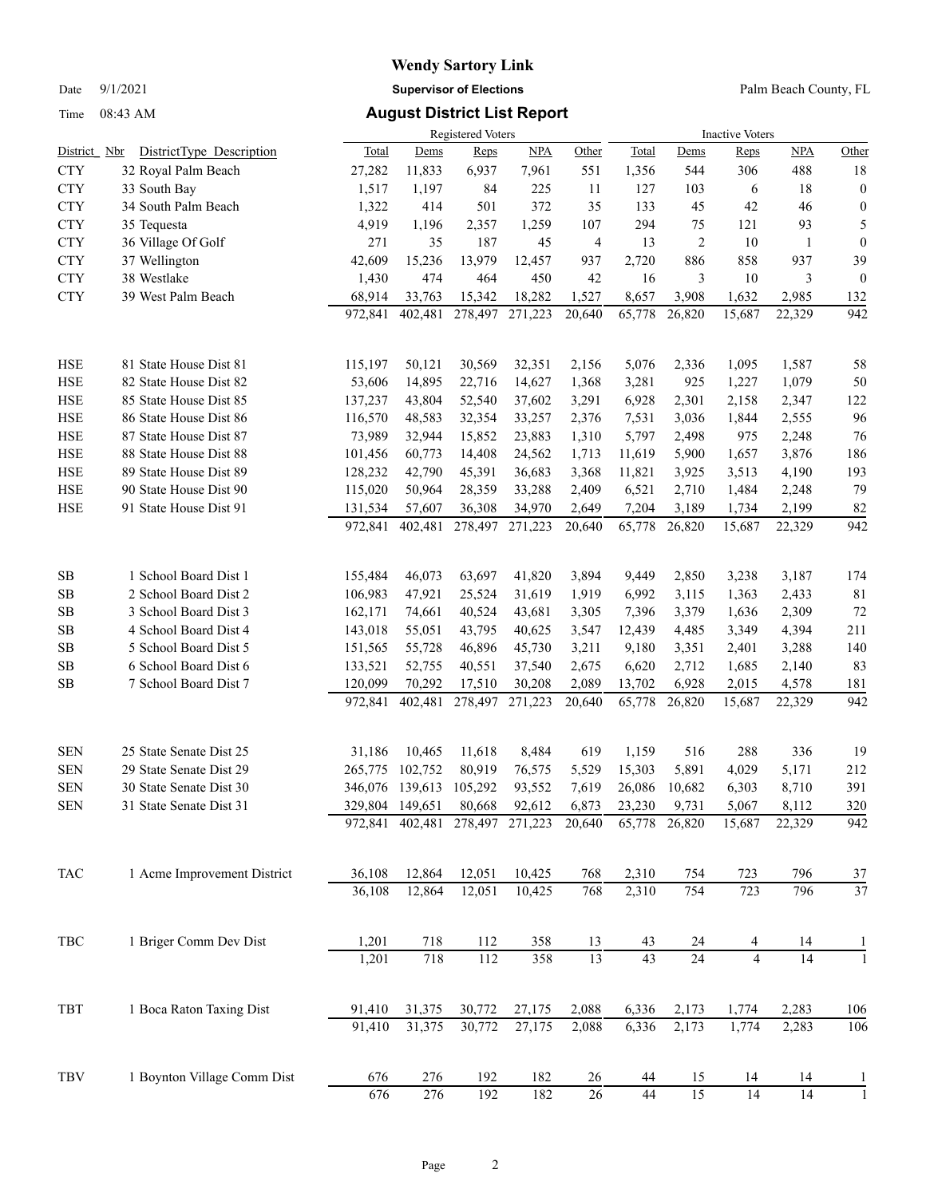# Wendy Sartory Link

Date 9/1/2021 **Supervisor of Elections** Palm Beach County, FL

Time 08:43 AM **August District List Report**

| District | Nbr DistrictType Description | Registered Voters | | | | | Inactive Voters | | | | |
|---|---|---|---|---|---|---|---|---|---|---|---|
| | | Total | Dems | Reps | NPA | Other | Total | Dems | Reps | NPA | Other |
| CTY | 32 Royal Palm Beach | 27,282 | 11,833 | 6,937 | 7,961 | 551 | 1,356 | 544 | 306 | 488 | 18 |
| CTY | 33 South Bay | 1,517 | 1,197 | 84 | 225 | 11 | 127 | 103 | 6 | 18 | 0 |
| CTY | 34 South Palm Beach | 1,322 | 414 | 501 | 372 | 35 | 133 | 45 | 42 | 46 | 0 |
| CTY | 35 Tequesta | 4,919 | 1,196 | 2,357 | 1,259 | 107 | 294 | 75 | 121 | 93 | 5 |
| CTY | 36 Village Of Golf | 271 | 35 | 187 | 45 | 4 | 13 | 2 | 10 | 1 | 0 |
| CTY | 37 Wellington | 42,609 | 15,236 | 13,979 | 12,457 | 937 | 2,720 | 886 | 858 | 937 | 39 |
| CTY | 38 Westlake | 1,430 | 474 | 464 | 450 | 42 | 16 | 3 | 10 | 3 | 0 |
| CTY | 39 West Palm Beach | 68,914 | 33,763 | 15,342 | 18,282 | 1,527 | 8,657 | 3,908 | 1,632 | 2,985 | 132 |
| | | 972,841 | 402,481 | 278,497 | 271,223 | 20,640 | 65,778 | 26,820 | 15,687 | 22,329 | 942 |
| HSE | 81 State House Dist 81 | 115,197 | 50,121 | 30,569 | 32,351 | 2,156 | 5,076 | 2,336 | 1,095 | 1,587 | 58 |
| HSE | 82 State House Dist 82 | 53,606 | 14,895 | 22,716 | 14,627 | 1,368 | 3,281 | 925 | 1,227 | 1,079 | 50 |
| HSE | 85 State House Dist 85 | 137,237 | 43,804 | 52,540 | 37,602 | 3,291 | 6,928 | 2,301 | 2,158 | 2,347 | 122 |
| HSE | 86 State House Dist 86 | 116,570 | 48,583 | 32,354 | 33,257 | 2,376 | 7,531 | 3,036 | 1,844 | 2,555 | 96 |
| HSE | 87 State House Dist 87 | 73,989 | 32,944 | 15,852 | 23,883 | 1,310 | 5,797 | 2,498 | 975 | 2,248 | 76 |
| HSE | 88 State House Dist 88 | 101,456 | 60,773 | 14,408 | 24,562 | 1,713 | 11,619 | 5,900 | 1,657 | 3,876 | 186 |
| HSE | 89 State House Dist 89 | 128,232 | 42,790 | 45,391 | 36,683 | 3,368 | 11,821 | 3,925 | 3,513 | 4,190 | 193 |
| HSE | 90 State House Dist 90 | 115,020 | 50,964 | 28,359 | 33,288 | 2,409 | 6,521 | 2,710 | 1,484 | 2,248 | 79 |
| HSE | 91 State House Dist 91 | 131,534 | 57,607 | 36,308 | 34,970 | 2,649 | 7,204 | 3,189 | 1,734 | 2,199 | 82 |
| | | 972,841 | 402,481 | 278,497 | 271,223 | 20,640 | 65,778 | 26,820 | 15,687 | 22,329 | 942 |
| SB | 1 School Board Dist 1 | 155,484 | 46,073 | 63,697 | 41,820 | 3,894 | 9,449 | 2,850 | 3,238 | 3,187 | 174 |
| SB | 2 School Board Dist 2 | 106,983 | 47,921 | 25,524 | 31,619 | 1,919 | 6,992 | 3,115 | 1,363 | 2,433 | 81 |
| SB | 3 School Board Dist 3 | 162,171 | 74,661 | 40,524 | 43,681 | 3,305 | 7,396 | 3,379 | 1,636 | 2,309 | 72 |
| SB | 4 School Board Dist 4 | 143,018 | 55,051 | 43,795 | 40,625 | 3,547 | 12,439 | 4,485 | 3,349 | 4,394 | 211 |
| SB | 5 School Board Dist 5 | 151,565 | 55,728 | 46,896 | 45,730 | 3,211 | 9,180 | 3,351 | 2,401 | 3,288 | 140 |
| SB | 6 School Board Dist 6 | 133,521 | 52,755 | 40,551 | 37,540 | 2,675 | 6,620 | 2,712 | 1,685 | 2,140 | 83 |
| SB | 7 School Board Dist 7 | 120,099 | 70,292 | 17,510 | 30,208 | 2,089 | 13,702 | 6,928 | 2,015 | 4,578 | 181 |
| | | 972,841 | 402,481 | 278,497 | 271,223 | 20,640 | 65,778 | 26,820 | 15,687 | 22,329 | 942 |
| SEN | 25 State Senate Dist 25 | 31,186 | 10,465 | 11,618 | 8,484 | 619 | 1,159 | 516 | 288 | 336 | 19 |
| SEN | 29 State Senate Dist 29 | 265,775 | 102,752 | 80,919 | 76,575 | 5,529 | 15,303 | 5,891 | 4,029 | 5,171 | 212 |
| SEN | 30 State Senate Dist 30 | 346,076 | 139,613 | 105,292 | 93,552 | 7,619 | 26,086 | 10,682 | 6,303 | 8,710 | 391 |
| SEN | 31 State Senate Dist 31 | 329,804 | 149,651 | 80,668 | 92,612 | 6,873 | 23,230 | 9,731 | 5,067 | 8,112 | 320 |
| | | 972,841 | 402,481 | 278,497 | 271,223 | 20,640 | 65,778 | 26,820 | 15,687 | 22,329 | 942 |
| TAC | 1 Acme Improvement District | 36,108 | 12,864 | 12,051 | 10,425 | 768 | 2,310 | 754 | 723 | 796 | 37 |
| | | 36,108 | 12,864 | 12,051 | 10,425 | 768 | 2,310 | 754 | 723 | 796 | 37 |
| TBC | 1 Briger Comm Dev Dist | 1,201 | 718 | 112 | 358 | 13 | 43 | 24 | 4 | 14 | 1 |
| | | 1,201 | 718 | 112 | 358 | 13 | 43 | 24 | 4 | 14 | 1 |
| TBT | 1 Boca Raton Taxing Dist | 91,410 | 31,375 | 30,772 | 27,175 | 2,088 | 6,336 | 2,173 | 1,774 | 2,283 | 106 |
| | | 91,410 | 31,375 | 30,772 | 27,175 | 2,088 | 6,336 | 2,173 | 1,774 | 2,283 | 106 |
| TBV | 1 Boynton Village Comm Dist | 676 | 276 | 192 | 182 | 26 | 44 | 15 | 14 | 14 | 1 |
| | | 676 | 276 | 192 | 182 | 26 | 44 | 15 | 14 | 14 | 1 |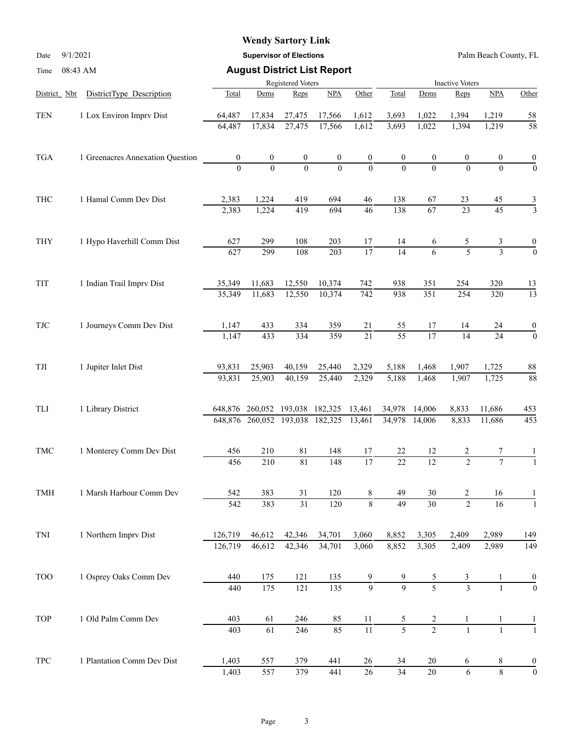# Wendy Sartory Link

**Supervisor of Elections**

Palm Beach County, FL

Date 9/1/2021

Time 08:43 AM

## August District List Report

| District_Nbr | DistrictType_Description | Registered Voters Total | Dems | Reps | NPA | Other | Inactive Voters Total | Dems | Reps | NPA | Other |
|---|---|---|---|---|---|---|---|---|---|---|---|
| TEN | 1 Lox Environ Imprv Dist | 64,487 | 17,834 | 27,475 | 17,566 | 1,612 | 3,693 | 1,022 | 1,394 | 1,219 | 58 |
| | | 64,487 | 17,834 | 27,475 | 17,566 | 1,612 | 3,693 | 1,022 | 1,394 | 1,219 | 58 |
| TGA | 1 Greenacres Annexation Question | 0 | 0 | 0 | 0 | 0 | 0 | 0 | 0 | 0 | 0 |
| | | 0 | 0 | 0 | 0 | 0 | 0 | 0 | 0 | 0 | 0 |
| THC | 1 Hamal Comm Dev Dist | 2,383 | 1,224 | 419 | 694 | 46 | 138 | 67 | 23 | 45 | 3 |
| | | 2,383 | 1,224 | 419 | 694 | 46 | 138 | 67 | 23 | 45 | 3 |
| THY | 1 Hypo Haverhill Comm Dist | 627 | 299 | 108 | 203 | 17 | 14 | 6 | 5 | 3 | 0 |
| | | 627 | 299 | 108 | 203 | 17 | 14 | 6 | 5 | 3 | 0 |
| TIT | 1 Indian Trail Imprv Dist | 35,349 | 11,683 | 12,550 | 10,374 | 742 | 938 | 351 | 254 | 320 | 13 |
| | | 35,349 | 11,683 | 12,550 | 10,374 | 742 | 938 | 351 | 254 | 320 | 13 |
| TJC | 1 Journeys Comm Dev Dist | 1,147 | 433 | 334 | 359 | 21 | 55 | 17 | 14 | 24 | 0 |
| | | 1,147 | 433 | 334 | 359 | 21 | 55 | 17 | 14 | 24 | 0 |
| TJI | 1 Jupiter Inlet Dist | 93,831 | 25,903 | 40,159 | 25,440 | 2,329 | 5,188 | 1,468 | 1,907 | 1,725 | 88 |
| | | 93,831 | 25,903 | 40,159 | 25,440 | 2,329 | 5,188 | 1,468 | 1,907 | 1,725 | 88 |
| TLI | 1 Library District | 648,876 | 260,052 | 193,038 | 182,325 | 13,461 | 34,978 | 14,006 | 8,833 | 11,686 | 453 |
| | | 648,876 | 260,052 | 193,038 | 182,325 | 13,461 | 34,978 | 14,006 | 8,833 | 11,686 | 453 |
| TMC | 1 Monterey Comm Dev Dist | 456 | 210 | 81 | 148 | 17 | 22 | 12 | 2 | 7 | 1 |
| | | 456 | 210 | 81 | 148 | 17 | 22 | 12 | 2 | 7 | 1 |
| TMH | 1 Marsh Harbour Comm Dev | 542 | 383 | 31 | 120 | 8 | 49 | 30 | 2 | 16 | 1 |
| | | 542 | 383 | 31 | 120 | 8 | 49 | 30 | 2 | 16 | 1 |
| TNI | 1 Northern Imprv Dist | 126,719 | 46,612 | 42,346 | 34,701 | 3,060 | 8,852 | 3,305 | 2,409 | 2,989 | 149 |
| | | 126,719 | 46,612 | 42,346 | 34,701 | 3,060 | 8,852 | 3,305 | 2,409 | 2,989 | 149 |
| TOO | 1 Osprey Oaks Comm Dev | 440 | 175 | 121 | 135 | 9 | 9 | 5 | 3 | 1 | 0 |
| | | 440 | 175 | 121 | 135 | 9 | 9 | 5 | 3 | 1 | 0 |
| TOP | 1 Old Palm Comm Dev | 403 | 61 | 246 | 85 | 11 | 5 | 2 | 1 | 1 | 1 |
| | | 403 | 61 | 246 | 85 | 11 | 5 | 2 | 1 | 1 | 1 |
| TPC | 1 Plantation Comm Dev Dist | 1,403 | 557 | 379 | 441 | 26 | 34 | 20 | 6 | 8 | 0 |
| | | 1,403 | 557 | 379 | 441 | 26 | 34 | 20 | 6 | 8 | 0 |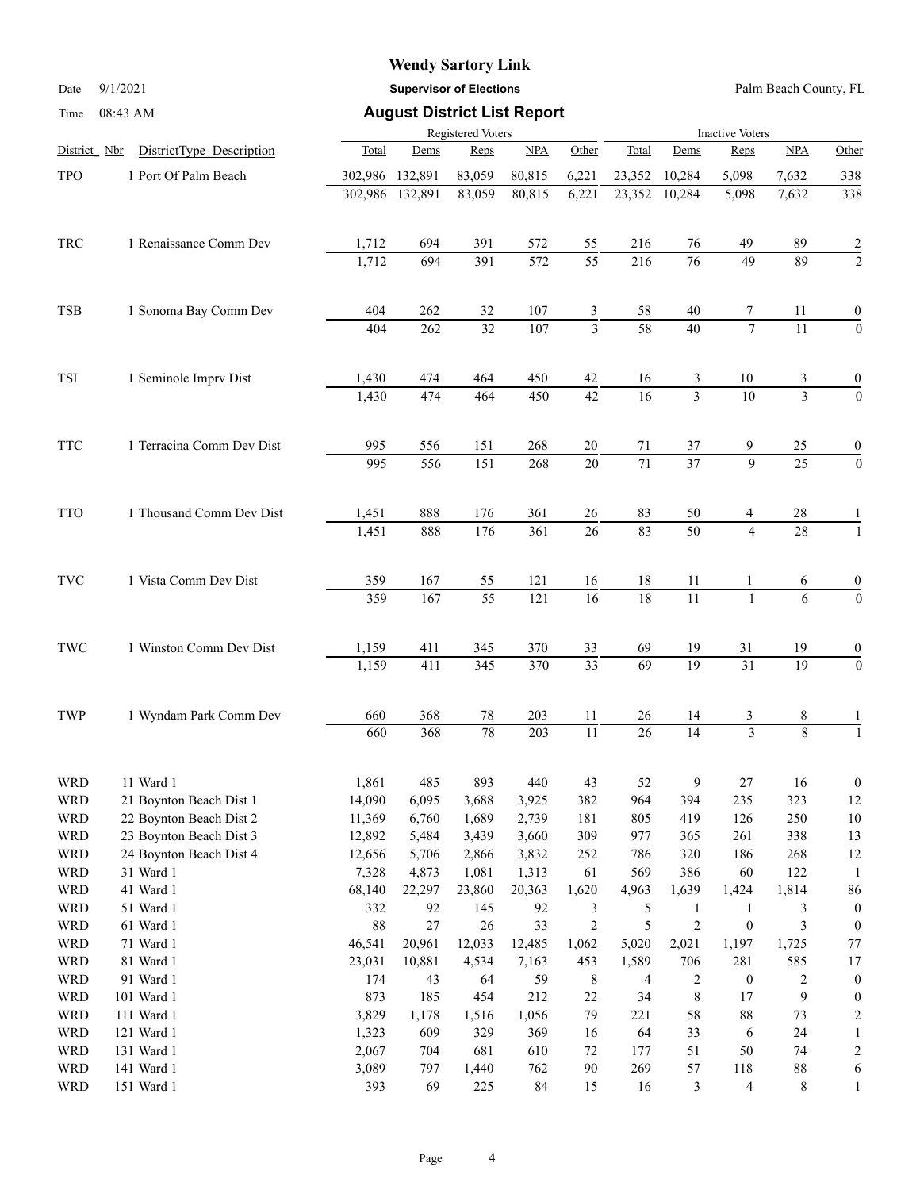**Wendy Sartory Link**

**Supervisor of Elections**

**August District List Report**

Date 9/1/2021

Time 08:43 AM

Palm Beach County, FL

| District | Nbr | DistrictType Description | Registered Voters Total | Dems | Reps | NPA | Other | Inactive Voters Total | Dems | Reps | NPA | Other |
|---|---|---|---|---|---|---|---|---|---|---|---|---|
| TPO | 1 | Port Of Palm Beach | 302,986 | 132,891 | 83,059 | 80,815 | 6,221 | 23,352 | 10,284 | 5,098 | 7,632 | 338 |
| | | | 302,986 | 132,891 | 83,059 | 80,815 | 6,221 | 23,352 | 10,284 | 5,098 | 7,632 | 338 |
| TRC | 1 | Renaissance Comm Dev | 1,712 | 694 | 391 | 572 | 55 | 216 | 76 | 49 | 89 | 2 |
| | | | 1,712 | 694 | 391 | 572 | 55 | 216 | 76 | 49 | 89 | 2 |
| TSB | 1 | Sonoma Bay Comm Dev | 404 | 262 | 32 | 107 | 3 | 58 | 40 | 7 | 11 | 0 |
| | | | 404 | 262 | 32 | 107 | 3 | 58 | 40 | 7 | 11 | 0 |
| TSI | 1 | Seminole Imprv Dist | 1,430 | 474 | 464 | 450 | 42 | 16 | 3 | 10 | 3 | 0 |
| | | | 1,430 | 474 | 464 | 450 | 42 | 16 | 3 | 10 | 3 | 0 |
| TTC | 1 | Terracina Comm Dev Dist | 995 | 556 | 151 | 268 | 20 | 71 | 37 | 9 | 25 | 0 |
| | | | 995 | 556 | 151 | 268 | 20 | 71 | 37 | 9 | 25 | 0 |
| TTO | 1 | Thousand Comm Dev Dist | 1,451 | 888 | 176 | 361 | 26 | 83 | 50 | 4 | 28 | 1 |
| | | | 1,451 | 888 | 176 | 361 | 26 | 83 | 50 | 4 | 28 | 1 |
| TVC | 1 | Vista Comm Dev Dist | 359 | 167 | 55 | 121 | 16 | 18 | 11 | 1 | 6 | 0 |
| | | | 359 | 167 | 55 | 121 | 16 | 18 | 11 | 1 | 6 | 0 |
| TWC | 1 | Winston Comm Dev Dist | 1,159 | 411 | 345 | 370 | 33 | 69 | 19 | 31 | 19 | 0 |
| | | | 1,159 | 411 | 345 | 370 | 33 | 69 | 19 | 31 | 19 | 0 |
| TWP | 1 | Wyndam Park Comm Dev | 660 | 368 | 78 | 203 | 11 | 26 | 14 | 3 | 8 | 1 |
| | | | 660 | 368 | 78 | 203 | 11 | 26 | 14 | 3 | 8 | 1 |
| WRD | 11 | Ward 1 | 1,861 | 485 | 893 | 440 | 43 | 52 | 9 | 27 | 16 | 0 |
| WRD | 21 | Boynton Beach Dist 1 | 14,090 | 6,095 | 3,688 | 3,925 | 382 | 964 | 394 | 235 | 323 | 12 |
| WRD | 22 | Boynton Beach Dist 2 | 11,369 | 6,760 | 1,689 | 2,739 | 181 | 805 | 419 | 126 | 250 | 10 |
| WRD | 23 | Boynton Beach Dist 3 | 12,892 | 5,484 | 3,439 | 3,660 | 309 | 977 | 365 | 261 | 338 | 13 |
| WRD | 24 | Boynton Beach Dist 4 | 12,656 | 5,706 | 2,866 | 3,832 | 252 | 786 | 320 | 186 | 268 | 12 |
| WRD | 31 | Ward 1 | 7,328 | 4,873 | 1,081 | 1,313 | 61 | 569 | 386 | 60 | 122 | 1 |
| WRD | 41 | Ward 1 | 68,140 | 22,297 | 23,860 | 20,363 | 1,620 | 4,963 | 1,639 | 1,424 | 1,814 | 86 |
| WRD | 51 | Ward 1 | 332 | 92 | 145 | 92 | 3 | 5 | 1 | 1 | 3 | 0 |
| WRD | 61 | Ward 1 | 88 | 27 | 26 | 33 | 2 | 5 | 2 | 0 | 3 | 0 |
| WRD | 71 | Ward 1 | 46,541 | 20,961 | 12,033 | 12,485 | 1,062 | 5,020 | 2,021 | 1,197 | 1,725 | 77 |
| WRD | 81 | Ward 1 | 23,031 | 10,881 | 4,534 | 7,163 | 453 | 1,589 | 706 | 281 | 585 | 17 |
| WRD | 91 | Ward 1 | 174 | 43 | 64 | 59 | 8 | 4 | 2 | 0 | 2 | 0 |
| WRD | 101 | Ward 1 | 873 | 185 | 454 | 212 | 22 | 34 | 8 | 17 | 9 | 0 |
| WRD | 111 | Ward 1 | 3,829 | 1,178 | 1,516 | 1,056 | 79 | 221 | 58 | 88 | 73 | 2 |
| WRD | 121 | Ward 1 | 1,323 | 609 | 329 | 369 | 16 | 64 | 33 | 6 | 24 | 1 |
| WRD | 131 | Ward 1 | 2,067 | 704 | 681 | 610 | 72 | 177 | 51 | 50 | 74 | 2 |
| WRD | 141 | Ward 1 | 3,089 | 797 | 1,440 | 762 | 90 | 269 | 57 | 118 | 88 | 6 |
| WRD | 151 | Ward 1 | 393 | 69 | 225 | 84 | 15 | 16 | 3 | 4 | 8 | 1 |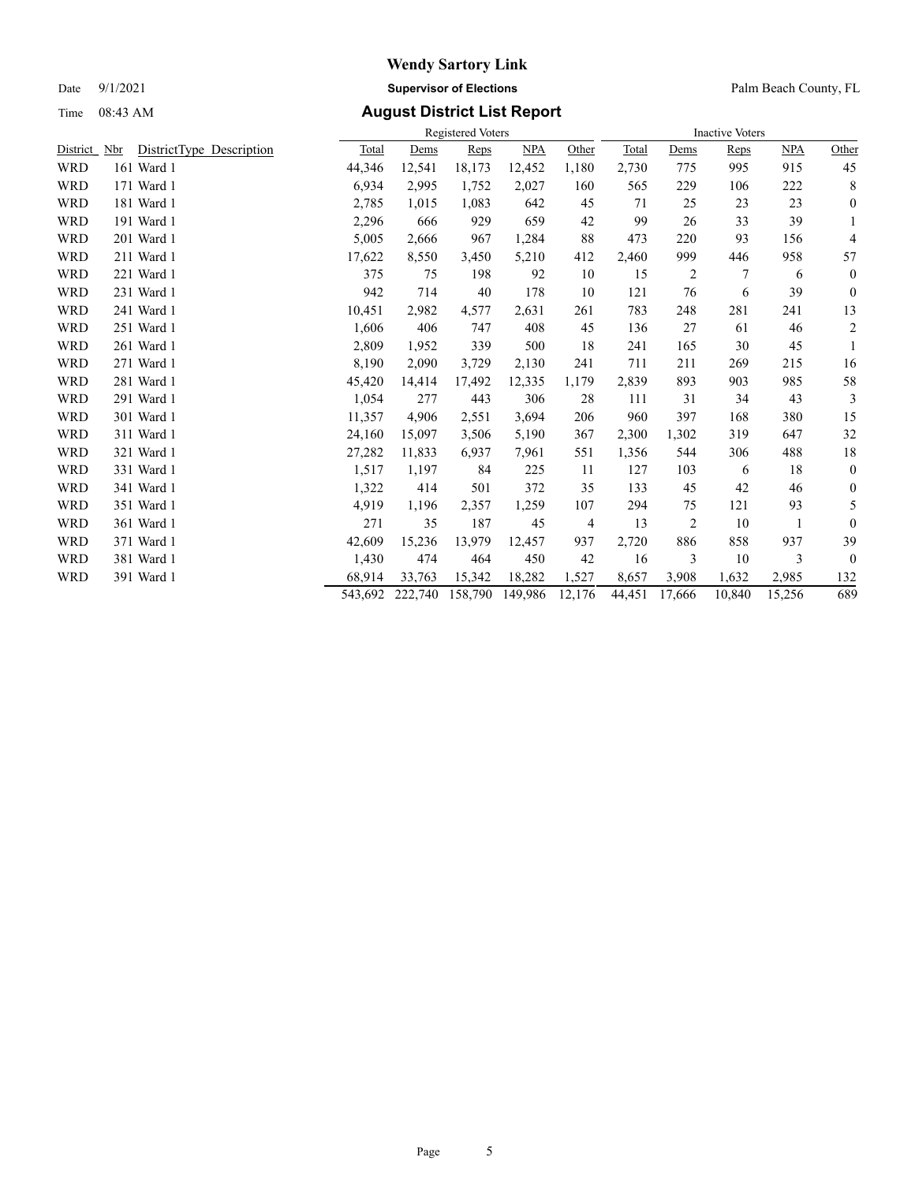# Wendy Sartory Link

Date 9/1/2021 **Supervisor of Elections** Palm Beach County, FL

Time 08:43 AM

## August District List Report

| | | | Registered Voters | | | | | Inactive Voters | | | | |
|---|---|---|---|---|---|---|---|---|---|---|---|---|
| District | Nbr | DistrictType Description | Total | Dems | Reps | NPA | Other | Total | Dems | Reps | NPA | Other |
| WRD | 161 | Ward 1 | 44,346 | 12,541 | 18,173 | 12,452 | 1,180 | 2,730 | 775 | 995 | 915 | 45 |
| WRD | 171 | Ward 1 | 6,934 | 2,995 | 1,752 | 2,027 | 160 | 565 | 229 | 106 | 222 | 8 |
| WRD | 181 | Ward 1 | 2,785 | 1,015 | 1,083 | 642 | 45 | 71 | 25 | 23 | 23 | 0 |
| WRD | 191 | Ward 1 | 2,296 | 666 | 929 | 659 | 42 | 99 | 26 | 33 | 39 | 1 |
| WRD | 201 | Ward 1 | 5,005 | 2,666 | 967 | 1,284 | 88 | 473 | 220 | 93 | 156 | 4 |
| WRD | 211 | Ward 1 | 17,622 | 8,550 | 3,450 | 5,210 | 412 | 2,460 | 999 | 446 | 958 | 57 |
| WRD | 221 | Ward 1 | 375 | 75 | 198 | 92 | 10 | 15 | 2 | 7 | 6 | 0 |
| WRD | 231 | Ward 1 | 942 | 714 | 40 | 178 | 10 | 121 | 76 | 6 | 39 | 0 |
| WRD | 241 | Ward 1 | 10,451 | 2,982 | 4,577 | 2,631 | 261 | 783 | 248 | 281 | 241 | 13 |
| WRD | 251 | Ward 1 | 1,606 | 406 | 747 | 408 | 45 | 136 | 27 | 61 | 46 | 2 |
| WRD | 261 | Ward 1 | 2,809 | 1,952 | 339 | 500 | 18 | 241 | 165 | 30 | 45 | 1 |
| WRD | 271 | Ward 1 | 8,190 | 2,090 | 3,729 | 2,130 | 241 | 711 | 211 | 269 | 215 | 16 |
| WRD | 281 | Ward 1 | 45,420 | 14,414 | 17,492 | 12,335 | 1,179 | 2,839 | 893 | 903 | 985 | 58 |
| WRD | 291 | Ward 1 | 1,054 | 277 | 443 | 306 | 28 | 111 | 31 | 34 | 43 | 3 |
| WRD | 301 | Ward 1 | 11,357 | 4,906 | 2,551 | 3,694 | 206 | 960 | 397 | 168 | 380 | 15 |
| WRD | 311 | Ward 1 | 24,160 | 15,097 | 3,506 | 5,190 | 367 | 2,300 | 1,302 | 319 | 647 | 32 |
| WRD | 321 | Ward 1 | 27,282 | 11,833 | 6,937 | 7,961 | 551 | 1,356 | 544 | 306 | 488 | 18 |
| WRD | 331 | Ward 1 | 1,517 | 1,197 | 84 | 225 | 11 | 127 | 103 | 6 | 18 | 0 |
| WRD | 341 | Ward 1 | 1,322 | 414 | 501 | 372 | 35 | 133 | 45 | 42 | 46 | 0 |
| WRD | 351 | Ward 1 | 4,919 | 1,196 | 2,357 | 1,259 | 107 | 294 | 75 | 121 | 93 | 5 |
| WRD | 361 | Ward 1 | 271 | 35 | 187 | 45 | 4 | 13 | 2 | 10 | 1 | 0 |
| WRD | 371 | Ward 1 | 42,609 | 15,236 | 13,979 | 12,457 | 937 | 2,720 | 886 | 858 | 937 | 39 |
| WRD | 381 | Ward 1 | 1,430 | 474 | 464 | 450 | 42 | 16 | 3 | 10 | 3 | 0 |
| WRD | 391 | Ward 1 | 68,914 | 33,763 | 15,342 | 18,282 | 1,527 | 8,657 | 3,908 | 1,632 | 2,985 | 132 |
| | | | 543,692 | 222,740 | 158,790 | 149,986 | 12,176 | 44,451 | 17,666 | 10,840 | 15,256 | 689 |